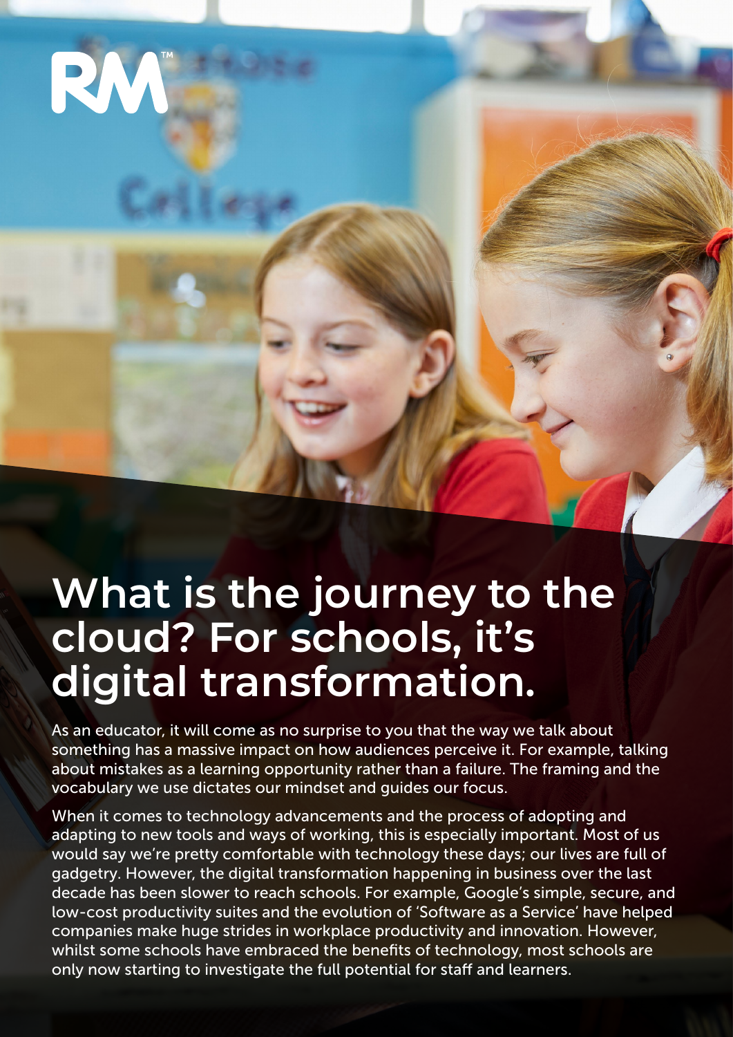# What is the journey to the cloud? For schools, it's digital transformation.

As an educator, it will come as no surprise to you that the way we talk about something has a massive impact on how audiences perceive it. For example, talking about mistakes as a learning opportunity rather than a failure. The framing and the vocabulary we use dictates our mindset and guides our focus.

When it comes to technology advancements and the process of adopting and adapting to new tools and ways of working, this is especially important. Most of us would say we're pretty comfortable with technology these days; our lives are full of gadgetry. However, the digital transformation happening in business over the last decade has been slower to reach schools. For example, Google's simple, secure, and low-cost productivity suites and the evolution of 'Software as a Service' have helped companies make huge strides in workplace productivity and innovation. However, whilst some schools have embraced the benefits of technology, most schools are only now starting to investigate the full potential for staff and learners.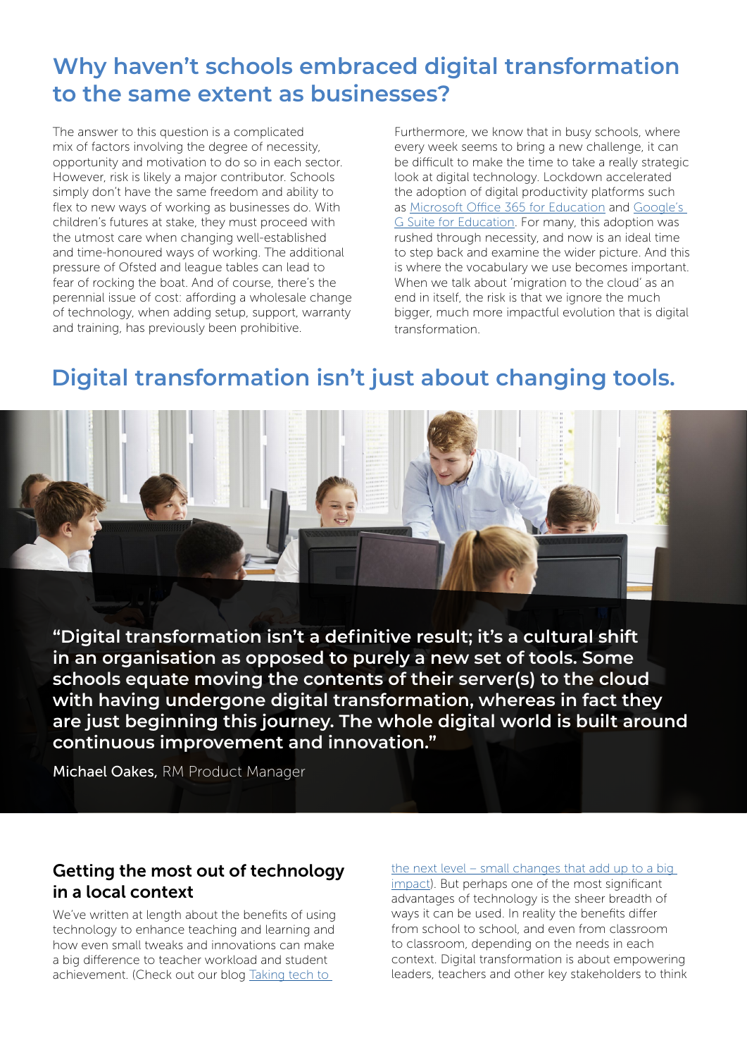## Why haven't schools embraced digital transformation to the same extent as businesses?

The answer to this question is a complicated mix of factors involving the degree of necessity, opportunity and motivation to do so in each sector. However, risk is likely a major contributor. Schools simply don't have the same freedom and ability to flex to new ways of working as businesses do. With children's futures at stake, they must proceed with the utmost care when changing well-established and time-honoured ways of working. The additional pressure of Ofsted and league tables can lead to fear of rocking the boat. And of course, there's the perennial issue of cost: affording a wholesale change of technology, when adding setup, support, warranty and training, has previously been prohibitive.

Furthermore, we know that in busy schools, where every week seems to bring a new challenge, it can be difficult to make the time to take a really strategic look at digital technology. Lockdown accelerated the adoption of digital productivity platforms such as Microsoft Office 365 for Education and Google's G Suite for Education. For many, this adoption was rushed through necessity, and now is an ideal time to step back and examine the wider picture. And this is where the vocabulary we use becomes important. When we talk about 'migration to the cloud' as an end in itself, the risk is that we ignore the much bigger, much more impactful evolution that is digital transformation.

## Digital transformation isn't just about changing tools.

**"Digital transformation isn't a definitive result; it's a cultural shift in an organisation as opposed to purely a new set of tools. Some schools equate moving the contents of their server(s) to the cloud with having undergone digital transformation, whereas in fact they are just beginning this journey. The whole digital world is built around continuous improvement and innovation."**

**Michael Oakes,** RM Product Manager

### Getting the most out of technology in a local context

We've written at length about the benefits of using technology to enhance teaching and learning and how even small tweaks and innovations can make a big difference to teacher workload and student achievement. (Check out our blog Taking tech to the next level – small changes that add up to a big impact). But perhaps one of the most significant advantages of technology is the sheer breadth of ways it can be used. In reality the benefits differ from school to school, and even from classroom to classroom, depending on the needs in each context. Digital transformation is about empowering leaders, teachers and other key stakeholders to think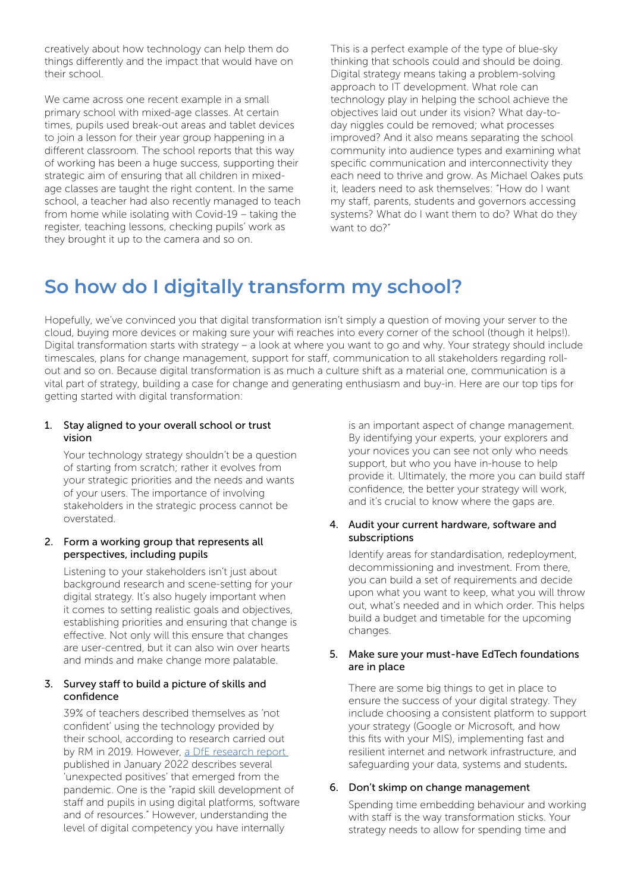creatively about how technology can help them do things differently and the impact that would have on their school.

We came across one recent example in a small primary school with mixed-age classes. At certain times, pupils used break-out areas and tablet devices to join a lesson for their year group happening in a different classroom. The school reports that this way of working has been a huge success, supporting their strategic aim of ensuring that all children in mixed-age classes are taught the right content. In the same school, a teacher had also recently managed to teach from home while isolating with Covid-19 – taking the register, teaching lessons, checking pupils' work as they brought it up to the camera and so on.

This is a perfect example of the type of blue-sky thinking that schools could and should be doing. Digital strategy means taking a problem-solving approach to IT development. What role can technology play in helping the school achieve the objectives laid out under its vision? What day-to-day niggles could be removed; what processes improved? And it also means separating the school community into audience types and examining what specific communication and interconnectivity they each need to thrive and grow. As Michael Oakes puts it, leaders need to ask themselves: "How do I want my staff, parents, students and governors accessing systems? What do I want them to do? What do they want to do?"

## So how do I digitally transform my school?

Hopefully, we've convinced you that digital transformation isn't simply a question of moving your server to the cloud, buying more devices or making sure your wifi reaches into every corner of the school (though it helps!). Digital transformation starts with strategy – a look at where you want to go and why. Your strategy should include timescales, plans for change management, support for staff, communication to all stakeholders regarding roll-out and so on. Because digital transformation is as much a culture shift as a material one, communication is a vital part of strategy, building a case for change and generating enthusiasm and buy-in. Here are our top tips for getting started with digital transformation:

1. **Stay aligned to your overall school or trust vision**

   Your technology strategy shouldn't be a question of starting from scratch; rather it evolves from your strategic priorities and the needs and wants of your users. The importance of involving stakeholders in the strategic process cannot be overstated.

2. **Form a working group that represents all perspectives, including pupils**

   Listening to your stakeholders isn't just about background research and scene-setting for your digital strategy. It's also hugely important when it comes to setting realistic goals and objectives, establishing priorities and ensuring that change is effective. Not only will this ensure that changes are user-centred, but it can also win over hearts and minds and make change more palatable.

3. **Survey staff to build a picture of skills and confidence**

   39% of teachers described themselves as 'not confident' using the technology provided by their school, according to research carried out by RM in 2019. However, a DfE research report published in January 2022 describes several 'unexpected positives' that emerged from the pandemic. One is the "rapid skill development of staff and pupils in using digital platforms, software and of resources." However, understanding the level of digital competency you have internally is an important aspect of change management. By identifying your experts, your explorers and your novices you can see not only who needs support, but who you have in-house to help provide it. Ultimately, the more you can build staff confidence, the better your strategy will work, and it's crucial to know where the gaps are.

4. **Audit your current hardware, software and subscriptions**

   Identify areas for standardisation, redeployment, decommissioning and investment. From there, you can build a set of requirements and decide upon what you want to keep, what you will throw out, what's needed and in which order. This helps build a budget and timetable for the upcoming changes.

5. **Make sure your must-have EdTech foundations are in place**

   There are some big things to get in place to ensure the success of your digital strategy. They include choosing a consistent platform to support your strategy (Google or Microsoft, and how this fits with your MIS), implementing fast and resilient internet and network infrastructure, and safeguarding your data, systems and students.

6. **Don't skimp on change management**

   Spending time embedding behaviour and working with staff is the way transformation sticks. Your strategy needs to allow for spending time and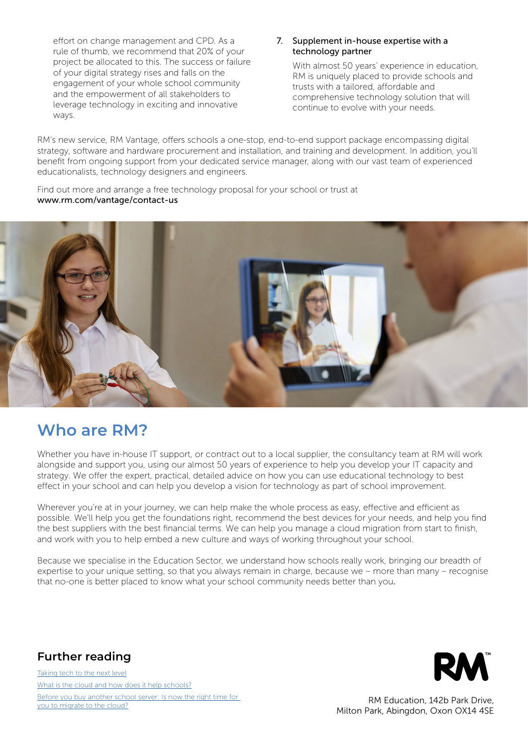effort on change management and CPD. As a rule of thumb, we recommend that 20% of your project be allocated to this. The success or failure of your digital strategy rises and falls on the engagement of your whole school community and the empowerment of all stakeholders to leverage technology in exciting and innovative ways.

7. **Supplement in-house expertise with a technology partner**

   With almost 50 years' experience in education, RM is uniquely placed to provide schools and trusts with a tailored, affordable and comprehensive technology solution that will continue to evolve with your needs.

RM's new service, RM Vantage, offers schools a one-stop, end-to-end support package encompassing digital strategy, software and hardware procurement and installation, and training and development. In addition, you'll benefit from ongoing support from your dedicated service manager, along with our vast team of experienced educationalists, technology designers and engineers.

Find out more and arrange a free technology proposal for your school or trust at
**www.rm.com/vantage/contact-us**

## Who are RM?

Whether you have in-house IT support, or contract out to a local supplier, the consultancy team at RM will work alongside and support you, using our almost 50 years of experience to help you develop your IT capacity and strategy. We offer the expert, practical, detailed advice on how you can use educational technology to best effect in your school and can help you develop a vision for technology as part of school improvement.

Wherever you're at in your journey, we can help make the whole process as easy, effective and efficient as possible. We'll help you get the foundations right, recommend the best devices for your needs, and help you find the best suppliers with the best financial terms. We can help you manage a cloud migration from start to finish, and work with you to help embed a new culture and ways of working throughout your school.

Because we specialise in the Education Sector, we understand how schools really work, bringing our breadth of expertise to your unique setting, so that you always remain in charge, because we – more than many – recognise that no-one is better placed to know what your school community needs better than you.

### Further reading

Taking tech to the next level

What is the cloud and how does it help schools?

Before you buy another school server: Is now the right time for you to migrate to the cloud?

RM Education, 142b Park Drive,
Milton Park, Abingdon, Oxon OX14 4SE